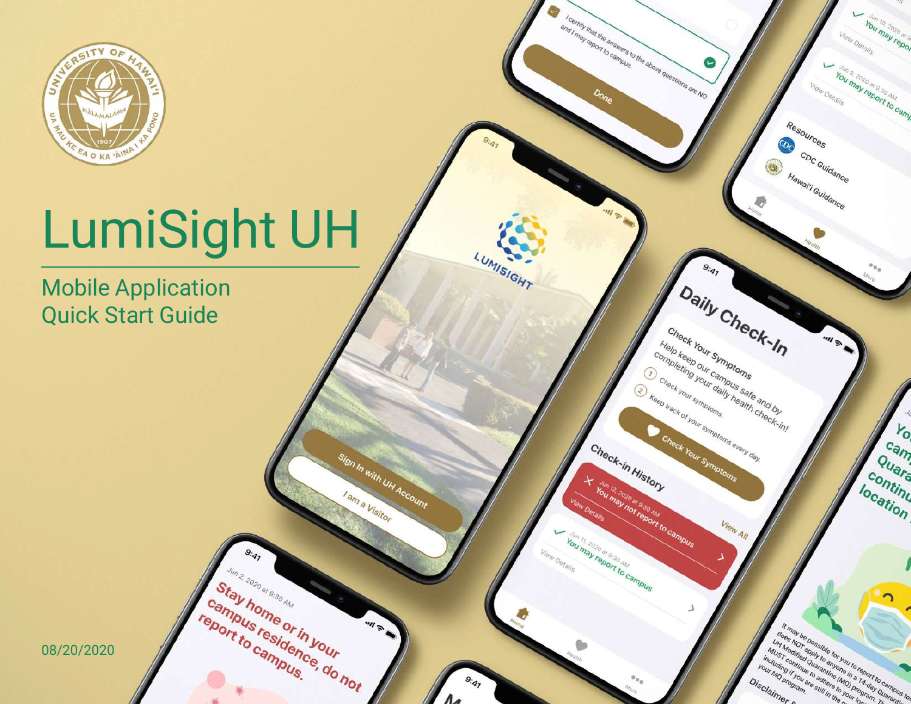# LumiSight UH

## Mobile Application Quick Start Guide

08/20/2020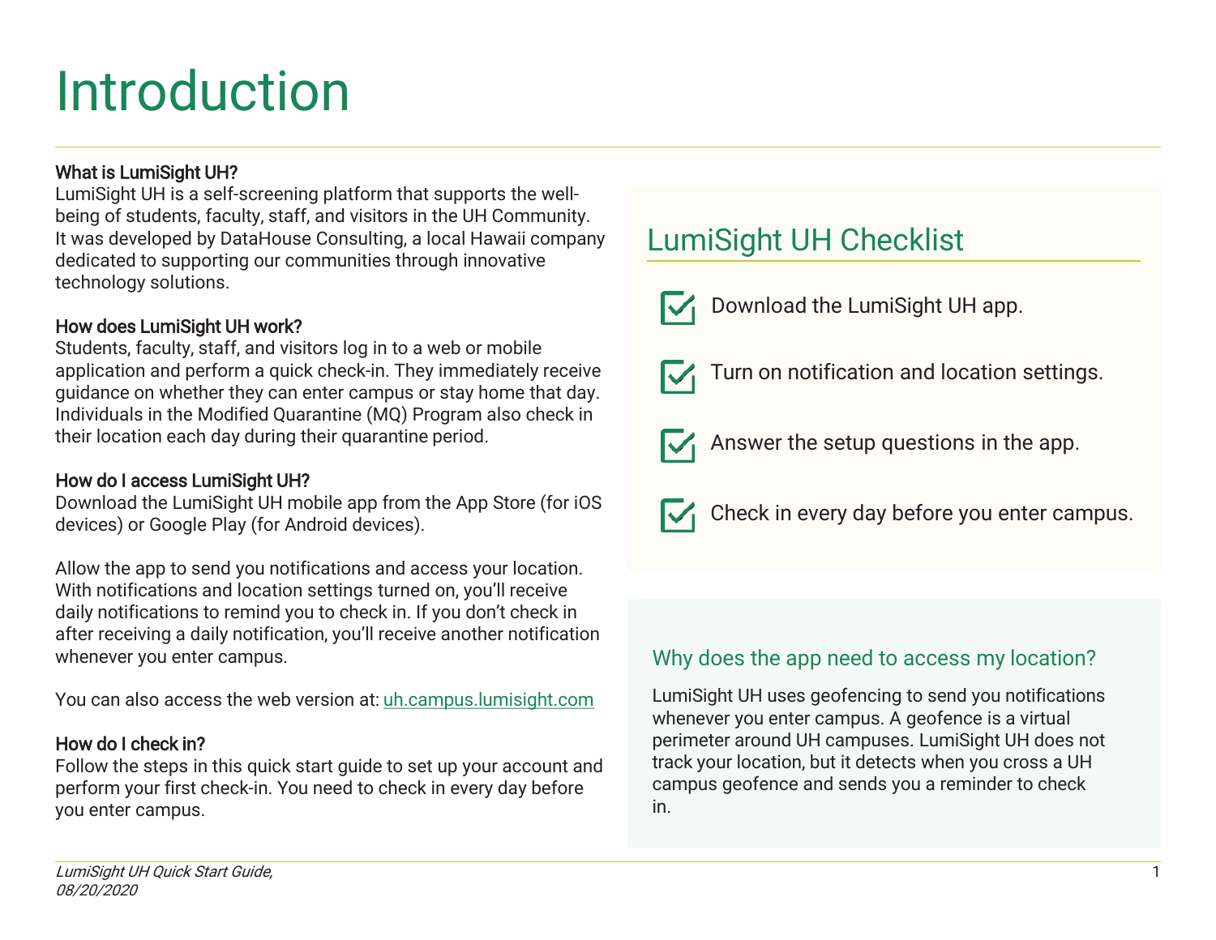# Introduction

**What is LumiSight UH?**
LumiSight UH is a self-screening platform that supports the well-being of students, faculty, staff, and visitors in the UH Community. It was developed by DataHouse Consulting, a local Hawaii company dedicated to supporting our communities through innovative technology solutions.

**How does LumiSight UH work?**
Students, faculty, staff, and visitors log in to a web or mobile application and perform a quick check-in. They immediately receive guidance on whether they can enter campus or stay home that day. Individuals in the Modified Quarantine (MQ) Program also check in their location each day during their quarantine period.

**How do I access LumiSight UH?**
Download the LumiSight UH mobile app from the App Store (for iOS devices) or Google Play (for Android devices).

Allow the app to send you notifications and access your location. With notifications and location settings turned on, you'll receive daily notifications to remind you to check in. If you don't check in after receiving a daily notification, you'll receive another notification whenever you enter campus.

You can also access the web version at: [uh.campus.lumisight.com](uh.campus.lumisight.com)

**How do I check in?**
Follow the steps in this quick start guide to set up your account and perform your first check-in. You need to check in every day before you enter campus.

## LumiSight UH Checklist

- [x] Download the LumiSight UH app.
- [x] Turn on notification and location settings.
- [x] Answer the setup questions in the app.
- [x] Check in every day before you enter campus.

### Why does the app need to access my location?

LumiSight UH uses geofencing to send you notifications whenever you enter campus. A geofence is a virtual perimeter around UH campuses. LumiSight UH does not track your location, but it detects when you cross a UH campus geofence and sends you a reminder to check in.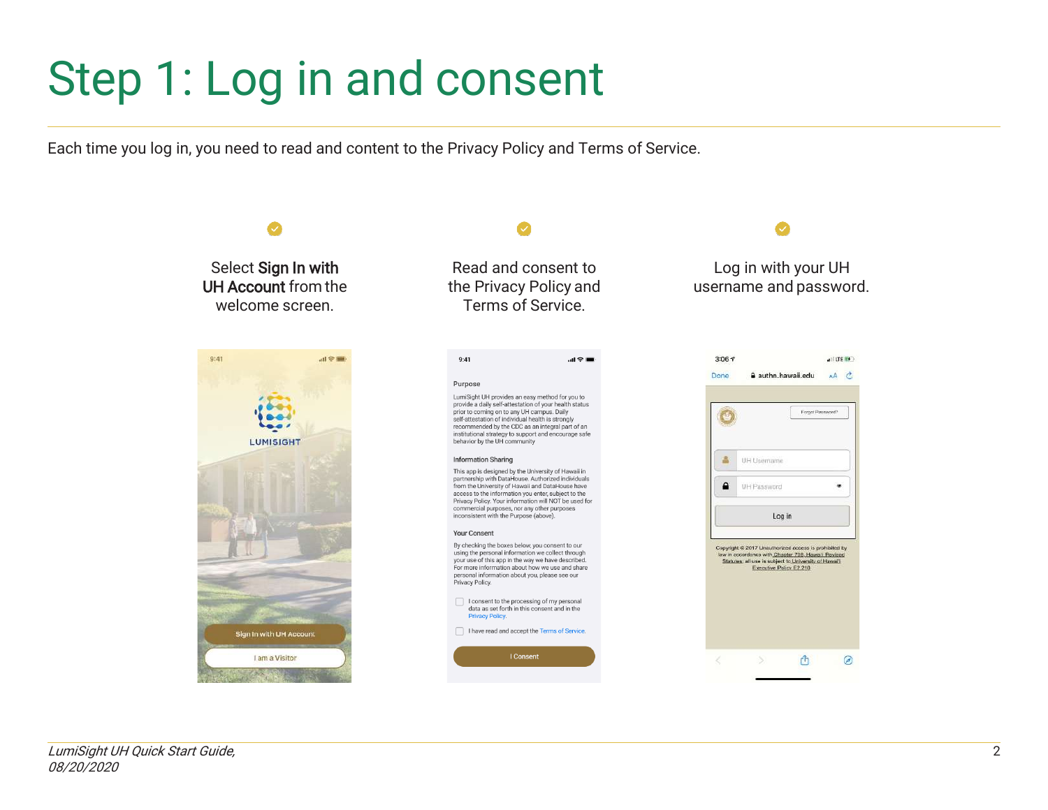# Step 1: Log in and consent

Each time you log in, you need to read and content to the Privacy Policy and Terms of Service.

Select **Sign In with UH Account** from the welcome screen.

Read and consent to the Privacy Policy and Terms of Service.

Log in with your UH username and password.

*LumiSight UH Quick Start Guide, 08/20/2020*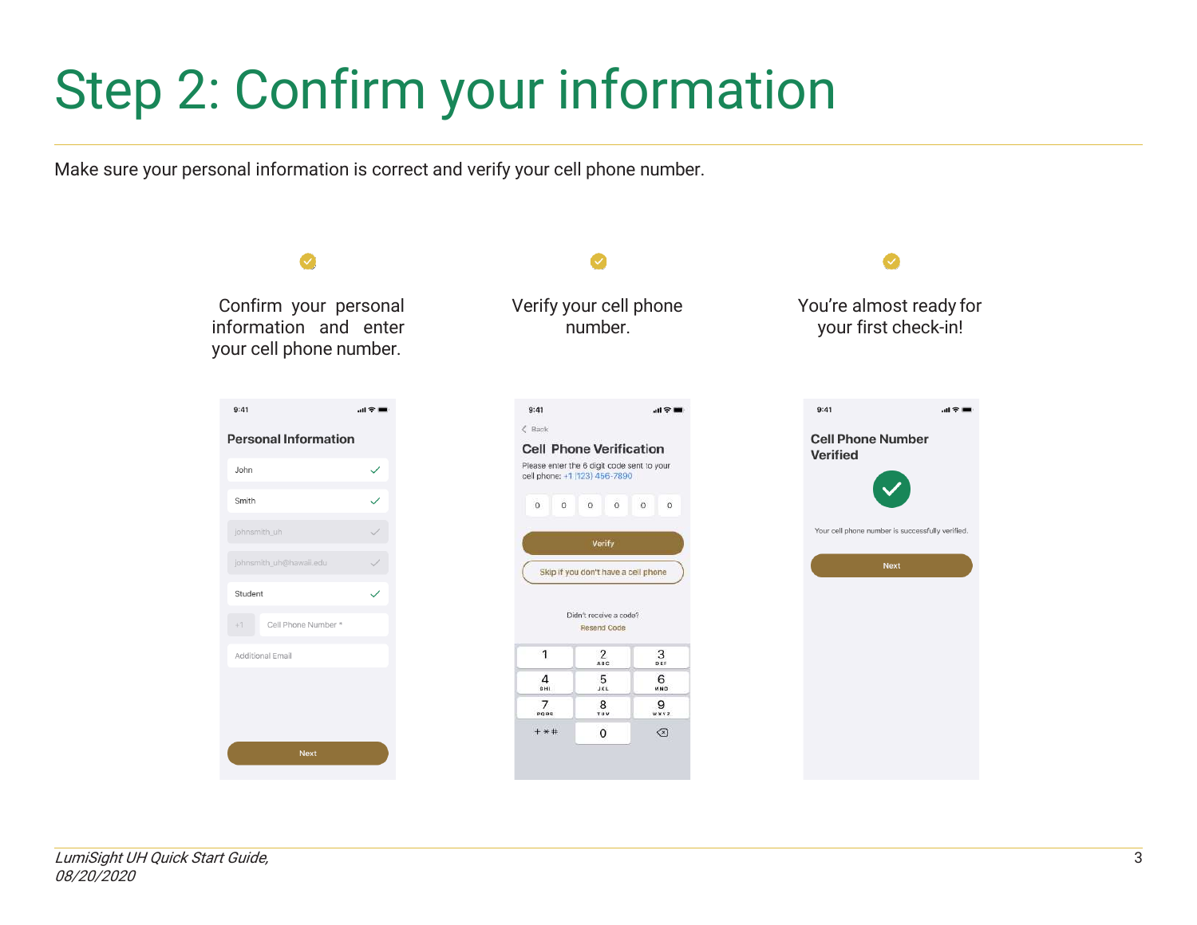# Step 2: Confirm your information

Make sure your personal information is correct and verify your cell phone number.

Confirm your personal information and enter your cell phone number.

Verify your cell phone number.

You're almost ready for your first check-in!

**Personal Information**

John

Smith

johnsmith_uh

johnsmith_uh@hawaii.edu

Student

+1 Cell Phone Number *

Additional Email

Next

< Back

**Cell Phone Verification**

Please enter the 6 digit code sent to your cell phone: +1 (123) 456-7890

Verify

Skip if you don't have a cell phone

Didn't receive a code?

Resend Code

**Cell Phone Number Verified**

Your cell phone number is successfully verified.

Next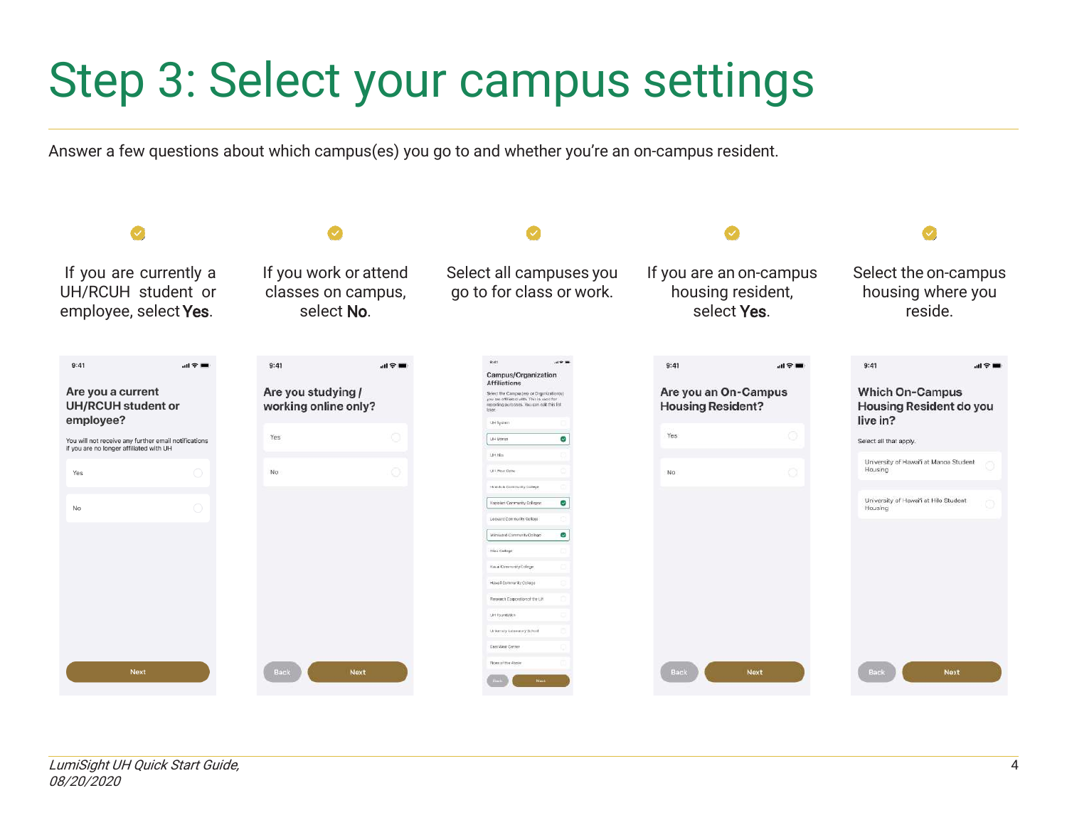# Step 3: Select your campus settings

Answer a few questions about which campus(es) you go to and whether you're an on-campus resident.

If you are currently a UH/RCUH student or employee, select **Yes**.

If you work or attend classes on campus, select **No**.

Select all campuses you go to for class or work.

If you are an on-campus housing resident, select **Yes**.

Select the on-campus housing where you reside.

9:41

**Are you a current UH/RCUH student or employee?**

You will not receive any further email notifications if you are no longer affiliated with UH

Yes

No

Next

9:41

**Are you studying / working online only?**

Yes

No

Back Next

**Campus/Organization Affiliations**

Select the Campus(es) or Organization(s) you are affiliated with. This is used for reporting purposes. You can edit this list later.

UH System

UH Manoa

UH Hilo

UH West Oahu

Honolulu Community College

Kapiolani Community College

Leeward Community College

Windward Community College

Maui College

Kauai Community College

Hawaii Community College

Research Corporation of the UH

UH Foundation

University Laboratory School

East West Center

None of the Above

Back Next

9:41

**Are you an On-Campus Housing Resident?**

Yes

No

Back Next

9:41

**Which On-Campus Housing Resident do you live in?**

Select all that apply.

University of Hawaiʻi at Manoa Student Housing

University of Hawaiʻi at Hilo Student Housing

Back Next

*LumiSight UH Quick Start Guide, 08/20/2020*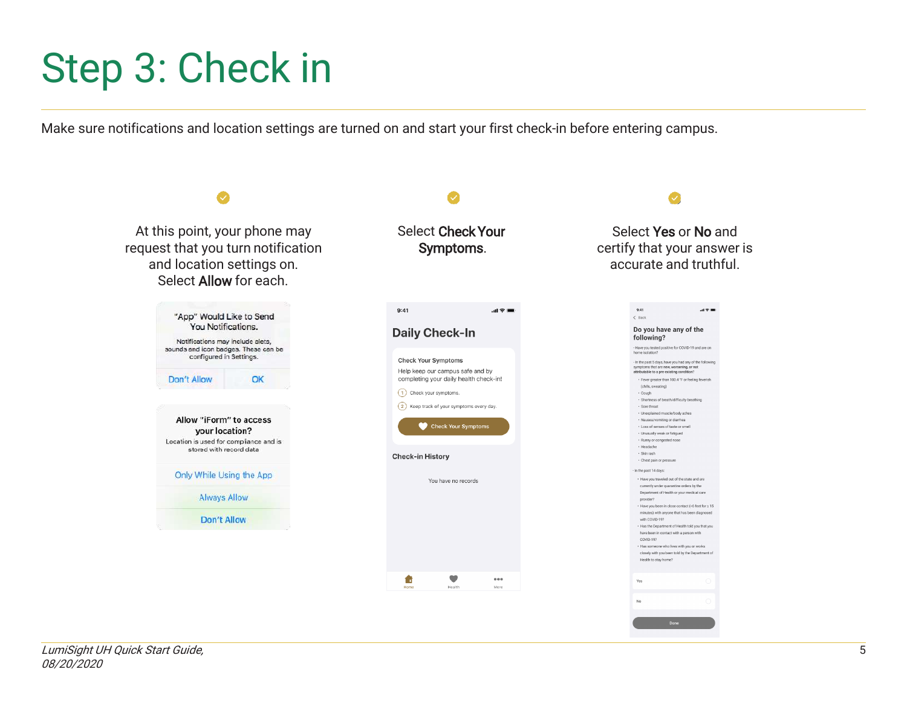# Step 3: Check in

Make sure notifications and location settings are turned on and start your first check-in before entering campus.

At this point, your phone may request that you turn notification and location settings on. Select **Allow** for each.

Select **Check Your Symptoms**.

Select **Yes** or **No** and certify that your answer is accurate and truthful.

*LumiSight UH Quick Start Guide, 08/20/2020*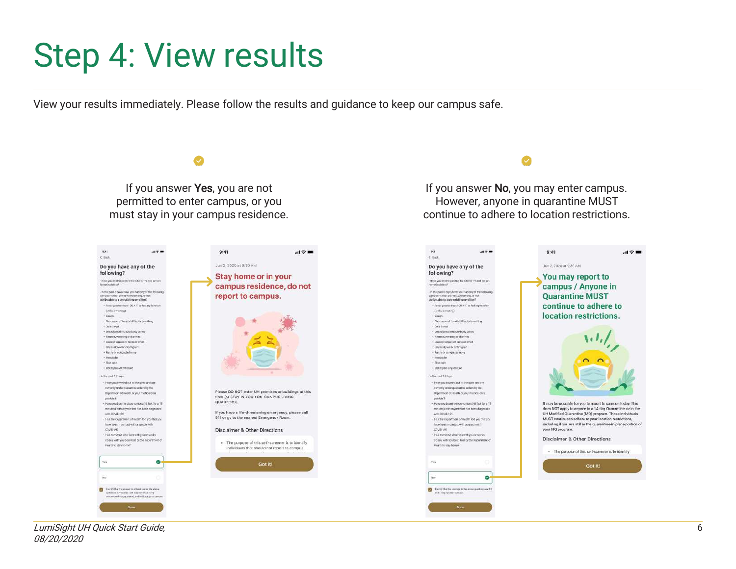# Step 4: View results

View your results immediately. Please follow the results and guidance to keep our campus safe.

If you answer **Yes**, you are not permitted to enter campus, or you must stay in your campus residence.

If you answer **No**, you may enter campus. However, anyone in quarantine MUST continue to adhere to location restrictions.

*LumiSight UH Quick Start Guide, 08/20/2020*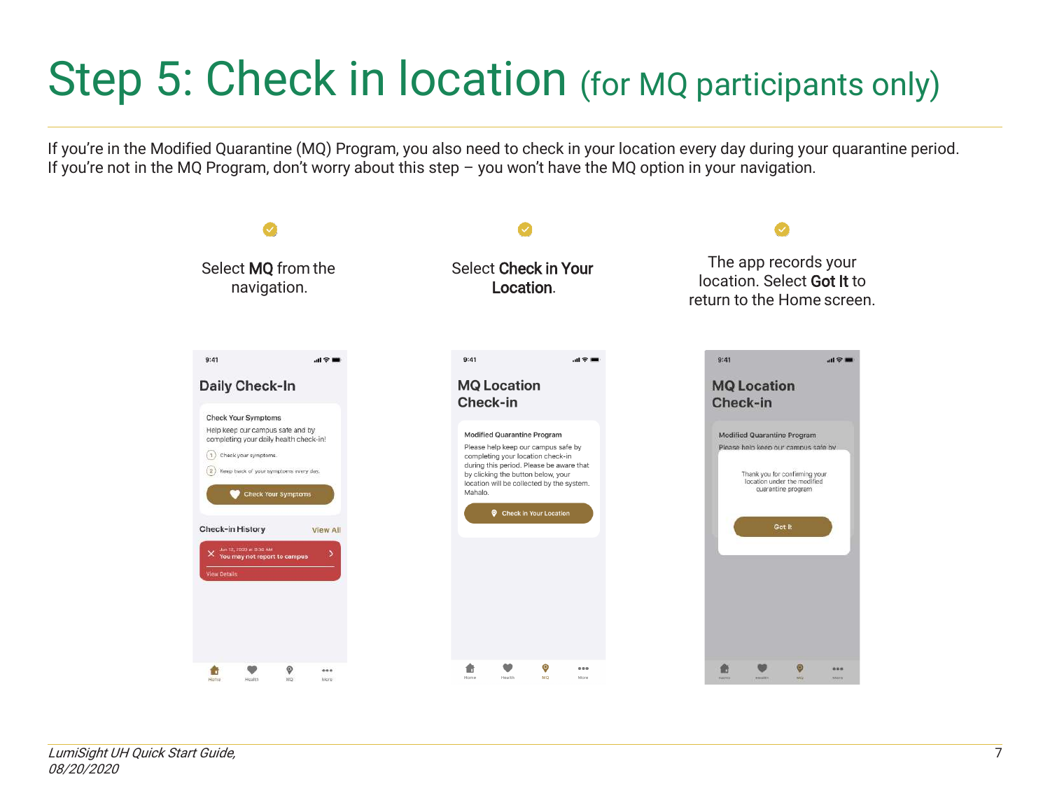# Step 5: Check in location (for MQ participants only)

If you're in the Modified Quarantine (MQ) Program, you also need to check in your location every day during your quarantine period. If you're not in the MQ Program, don't worry about this step – you won't have the MQ option in your navigation.

Select **MQ** from the navigation.

Select **Check in Your Location**.

The app records your location. Select **Got It** to return to the Home screen.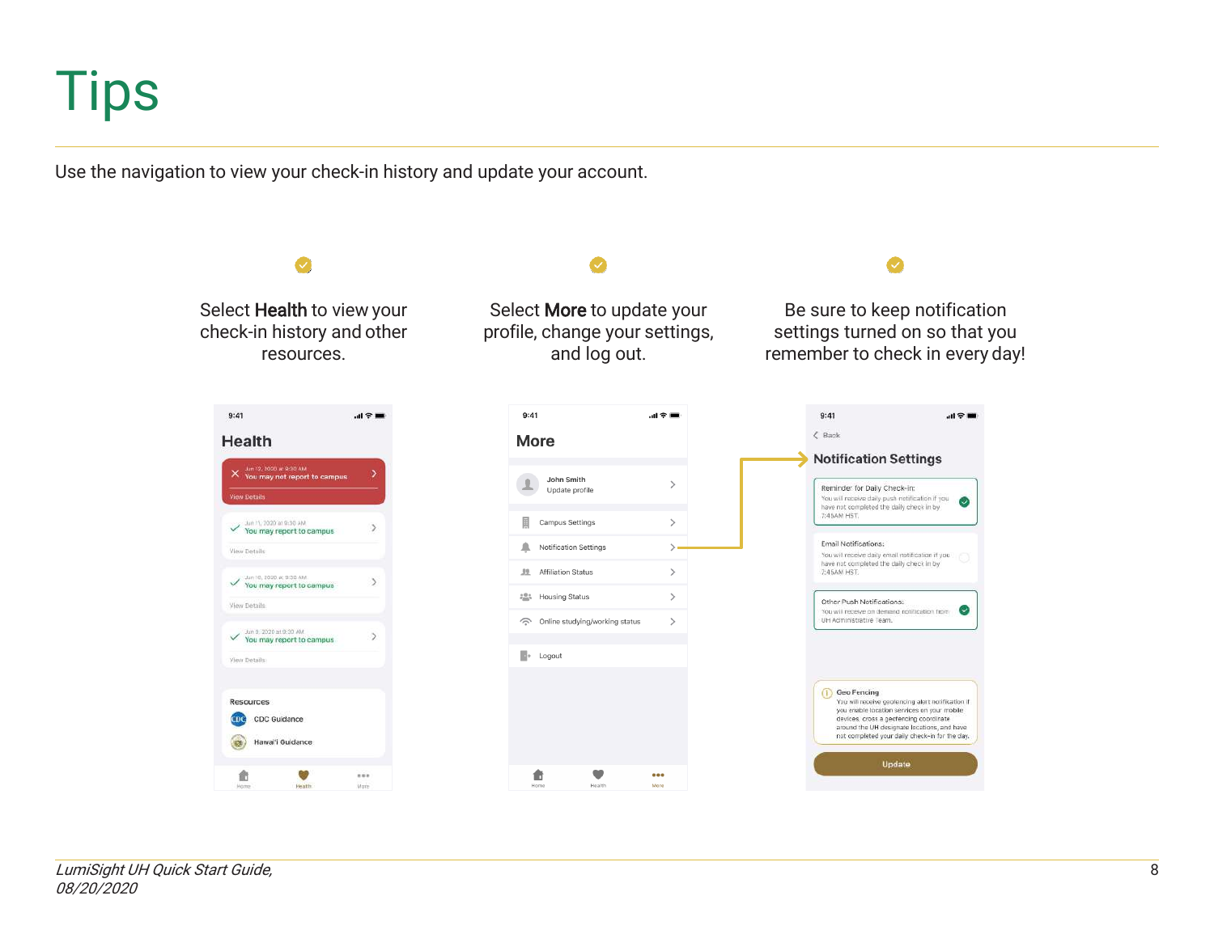# Tips

Use the navigation to view your check-in history and update your account.

Select **Health** to view your check-in history and other resources.

Select **More** to update your profile, change your settings, and log out.

Be sure to keep notification settings turned on so that you remember to check in every day!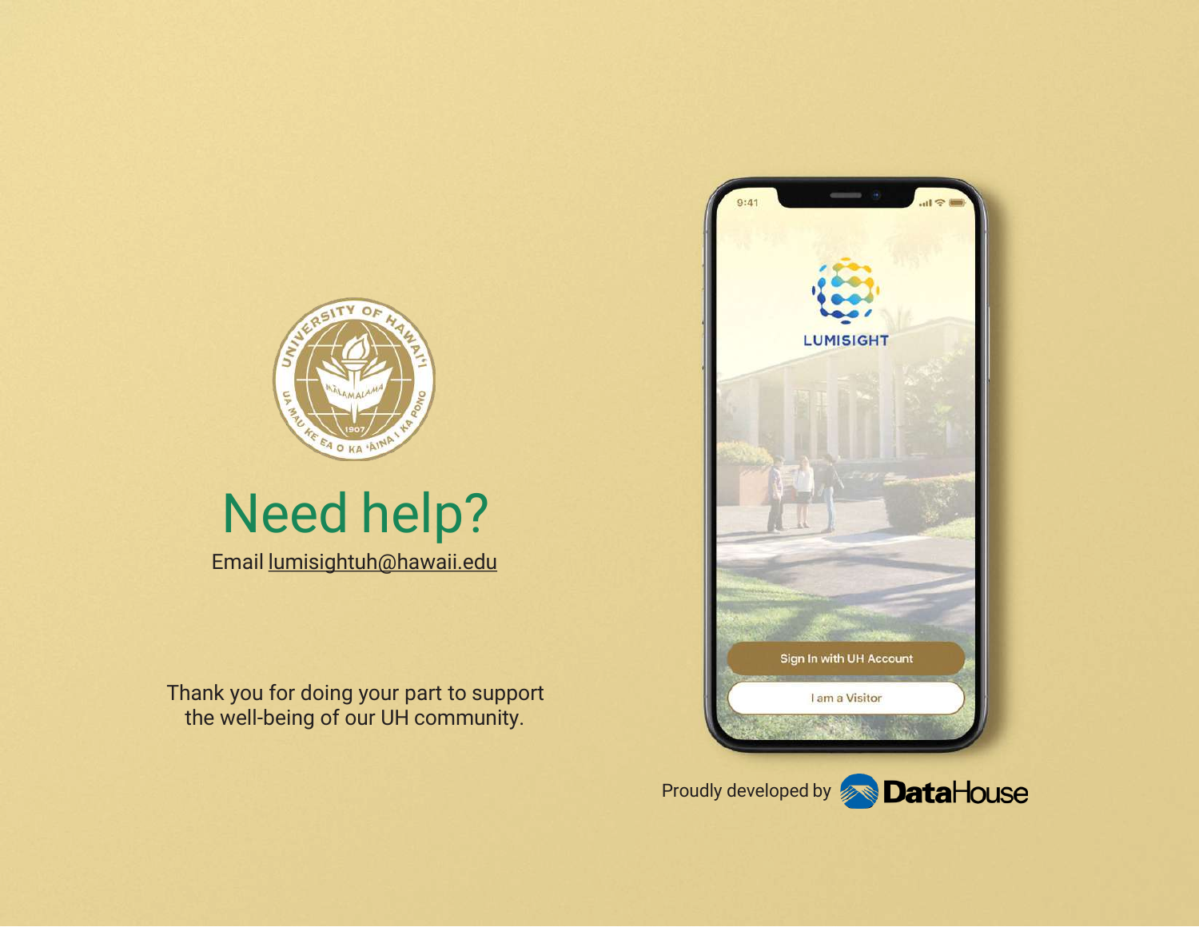# Need help?

Email lumisightuh@hawaii.edu

Thank you for doing your part to support the well-being of our UH community.

Proudly developed by DataHouse